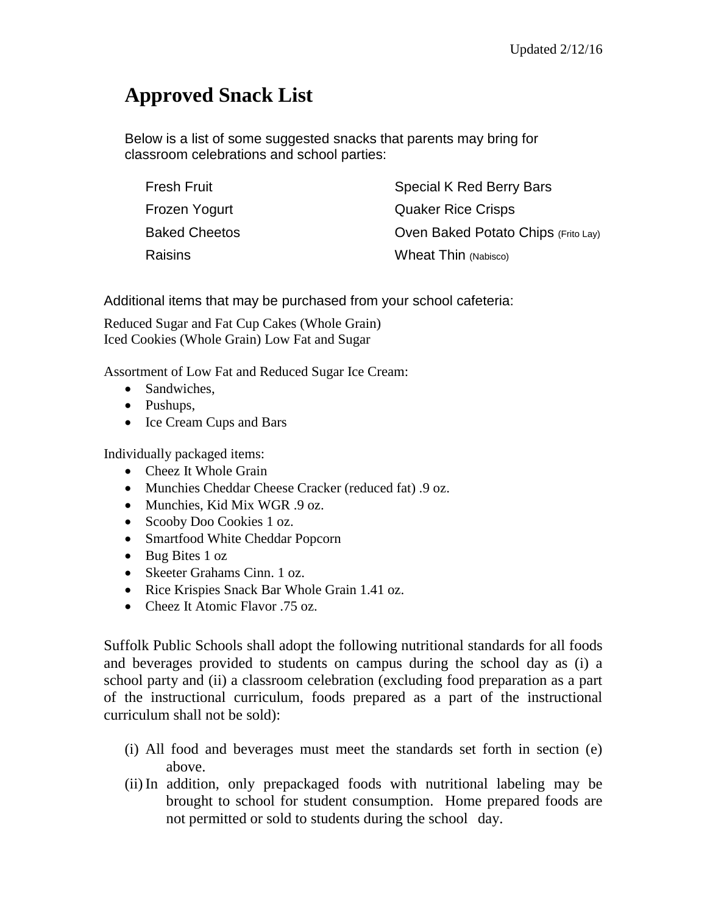Updated 2/12/16

# Approved Snack List

Below is a list of some suggested snacks that parents may bring for classroom celebrations and school parties:

- Fresh Fruit
- Frozen Yogurt
- Baked Cheetos
- Raisins
- Special K Red Berry Bars
- Quaker Rice Crisps
- Oven Baked Potato Chips (Frito Lay)
- Wheat Thin (Nabisco)

Additional items that may be purchased from your school cafeteria:

Reduced Sugar and Fat Cup Cakes (Whole Grain)
Iced Cookies (Whole Grain) Low Fat and Sugar

Assortment of Low Fat and Reduced Sugar Ice Cream:

- Sandwiches,
- Pushups,
- Ice Cream Cups and Bars

Individually packaged items:

- Cheez It Whole Grain
- Munchies Cheddar Cheese Cracker (reduced fat) .9 oz.
- Munchies, Kid Mix WGR .9 oz.
- Scooby Doo Cookies 1 oz.
- Smartfood White Cheddar Popcorn
- Bug Bites 1 oz
- Skeeter Grahams Cinn. 1 oz.
- Rice Krispies Snack Bar Whole Grain 1.41 oz.
- Cheez It Atomic Flavor .75 oz.

Suffolk Public Schools shall adopt the following nutritional standards for all foods and beverages provided to students on campus during the school day as (i) a school party and (ii) a classroom celebration (excluding food preparation as a part of the instructional curriculum, foods prepared as a part of the instructional curriculum shall not be sold):

(i) All food and beverages must meet the standards set forth in section (e) above.

(ii) In addition, only prepackaged foods with nutritional labeling may be brought to school for student consumption. Home prepared foods are not permitted or sold to students during the school day.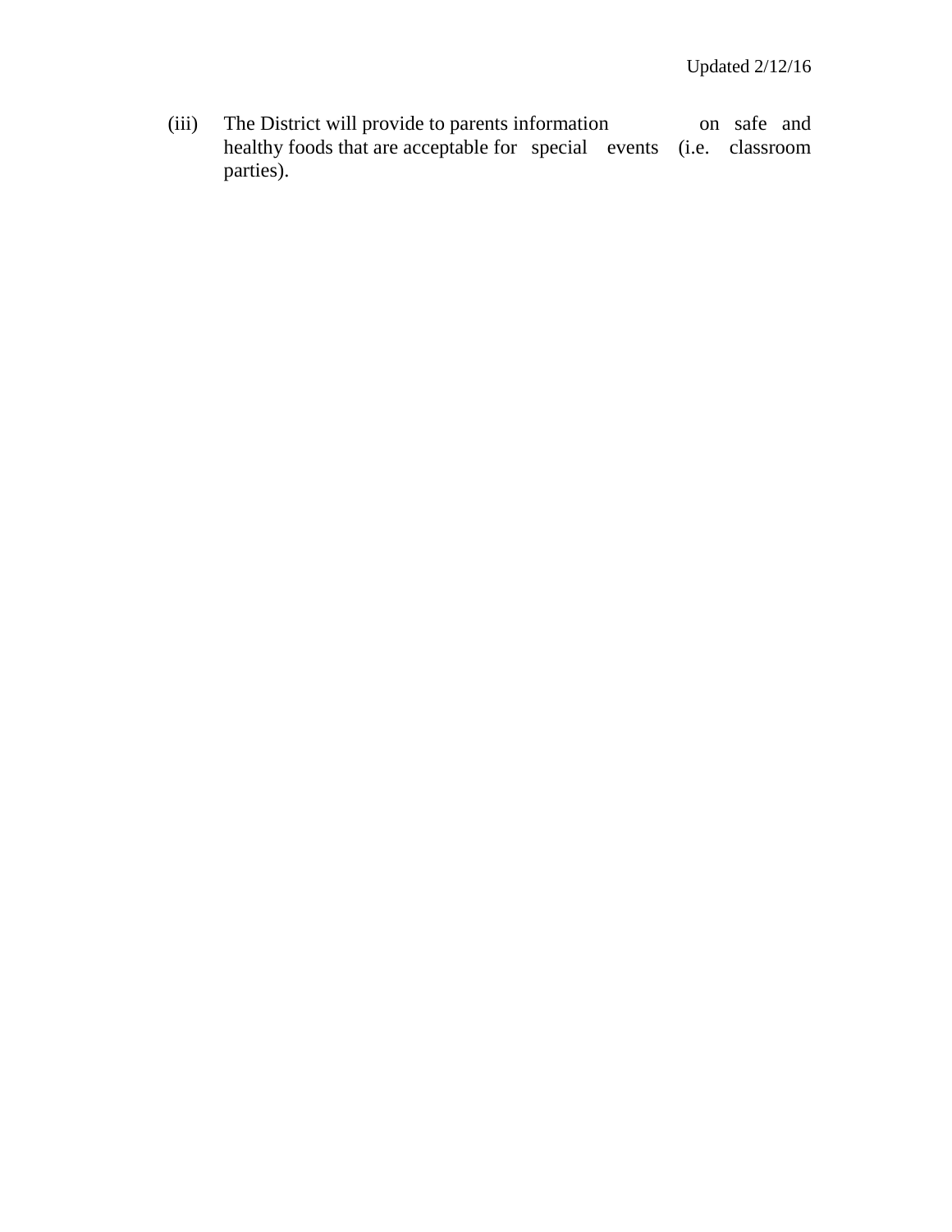(iii) The District will provide to parents information on safe and healthy foods that are acceptable for special events (i.e. classroom parties).